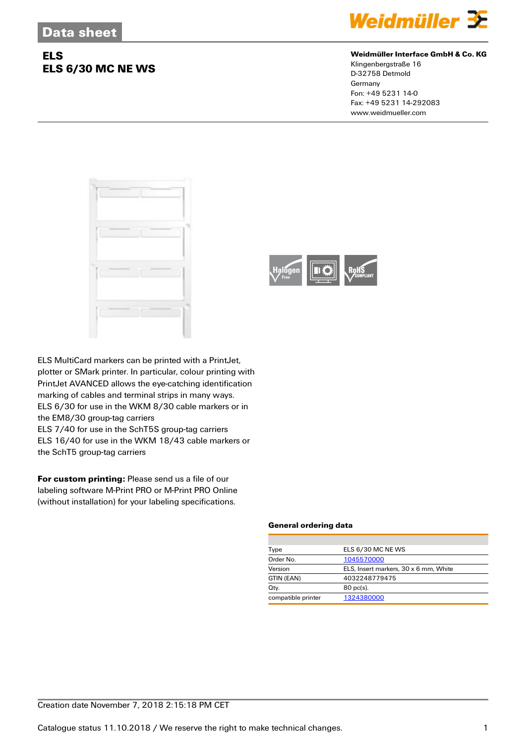Data sheet

# ELS
## ELS 6/30 MC NE WS

**Weidmüller Interface GmbH & Co. KG**
Klingenbergstraße 16
D-32758 Detmold
Germany
Fon: +49 5231 14-0
Fax: +49 5231 14-292083
www.weidmueller.com

ELS MultiCard markers can be printed with a PrintJet, plotter or SMark printer. In particular, colour printing with PrintJet AVANCED allows the eye-catching identification marking of cables and terminal strips in many ways.
ELS 6/30 for use in the WKM 8/30 cable markers or in the EM8/30 group-tag carriers
ELS 7/40 for use in the SchT5S group-tag carriers
ELS 16/40 for use in the WKM 18/43 cable markers or the SchT5 group-tag carriers

**For custom printing:** Please send us a file of our labeling software M-Print PRO or M-Print PRO Online (without installation) for your labeling specifications.

### General ordering data

| | |
|---|---|
| Type | ELS 6/30 MC NE WS |
| Order No. | 1045570000 |
| Version | ELS, Insert markers, 30 x 6 mm, White |
| GTIN (EAN) | 4032248779475 |
| Qty. | 80 pc(s). |
| compatible printer | 1324380000 |

Creation date November 7, 2018 2:15:18 PM CET

Catalogue status 11.10.2018 / We reserve the right to make technical changes.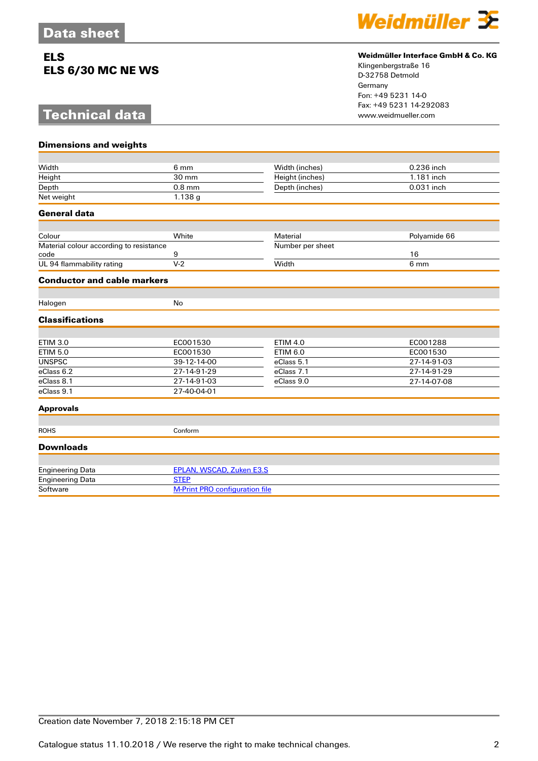# Data sheet

## ELS
## ELS 6/30 MC NE WS

**Weidmüller Interface GmbH & Co. KG**
Klingenbergstraße 16
D-32758 Detmold
Germany
Fon: +49 5231 14-0
Fax: +49 5231 14-292083
www.weidmueller.com

# Technical data

### Dimensions and weights

| | | | |
|---|---|---|---|
| Width | 6 mm | Width (inches) | 0.236 inch |
| Height | 30 mm | Height (inches) | 1.181 inch |
| Depth | 0.8 mm | Depth (inches) | 0.031 inch |
| Net weight | 1.138 g | | |

### General data

| | | | |
|---|---|---|---|
| Colour | White | Material | Polyamide 66 |
| Material colour according to resistance code | 9 | Number per sheet | 16 |
| UL 94 flammability rating | V-2 | Width | 6 mm |

### Conductor and cable markers

| | |
|---|---|
| Halogen | No |

### Classifications

| | | | |
|---|---|---|---|
| ETIM 3.0 | EC001530 | ETIM 4.0 | EC001288 |
| ETIM 5.0 | EC001530 | ETIM 6.0 | EC001530 |
| UNSPSC | 39-12-14-00 | eClass 5.1 | 27-14-91-03 |
| eClass 6.2 | 27-14-91-29 | eClass 7.1 | 27-14-91-29 |
| eClass 8.1 | 27-14-91-03 | eClass 9.0 | 27-14-07-08 |
| eClass 9.1 | 27-40-04-01 | | |

### Approvals

| | |
|---|---|
| ROHS | Conform |

### Downloads

| | |
|---|---|
| Engineering Data | EPLAN, WSCAD, Zuken E3.S |
| Engineering Data | STEP |
| Software | M-Print PRO configuration file |

Creation date November 7, 2018 2:15:18 PM CET

Catalogue status 11.10.2018 / We reserve the right to make technical changes.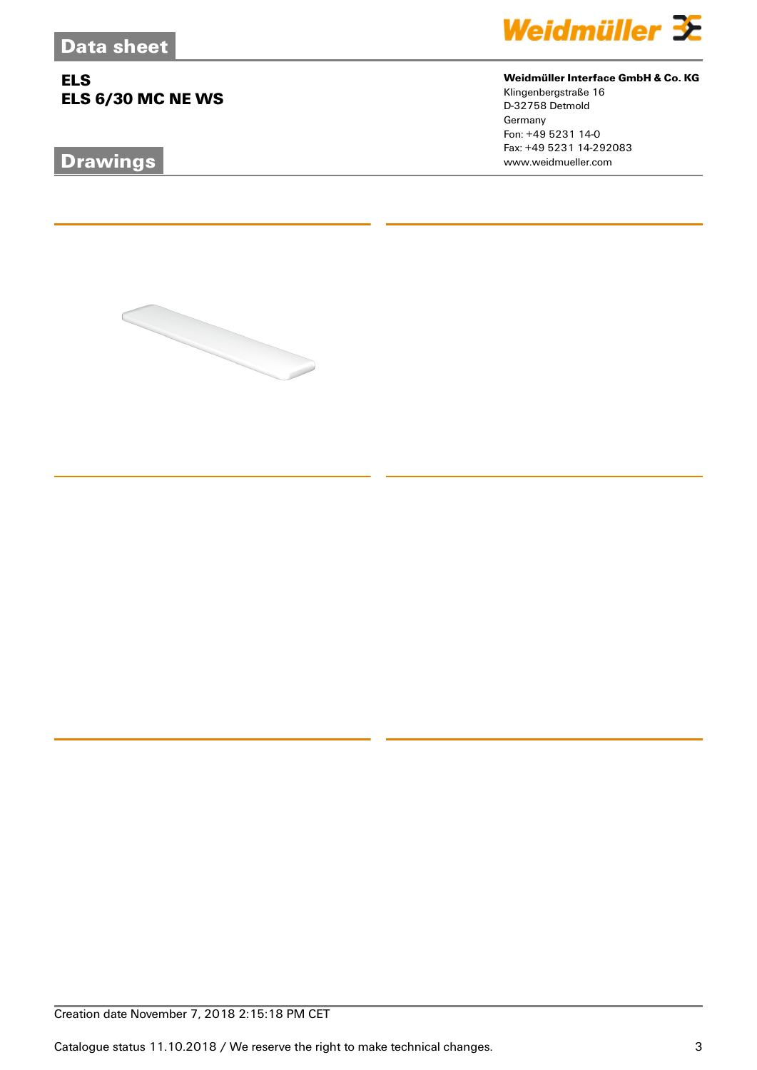## Data sheet

# ELS
# ELS 6/30 MC NE WS

**Weidmüller Interface GmbH & Co. KG**
Klingenbergstraße 16
D-32758 Detmold
Germany
Fon: +49 5231 14-0
Fax: +49 5231 14-292083
www.weidmueller.com

## Drawings

Creation date November 7, 2018 2:15:18 PM CET

Catalogue status 11.10.2018 / We reserve the right to make technical changes.